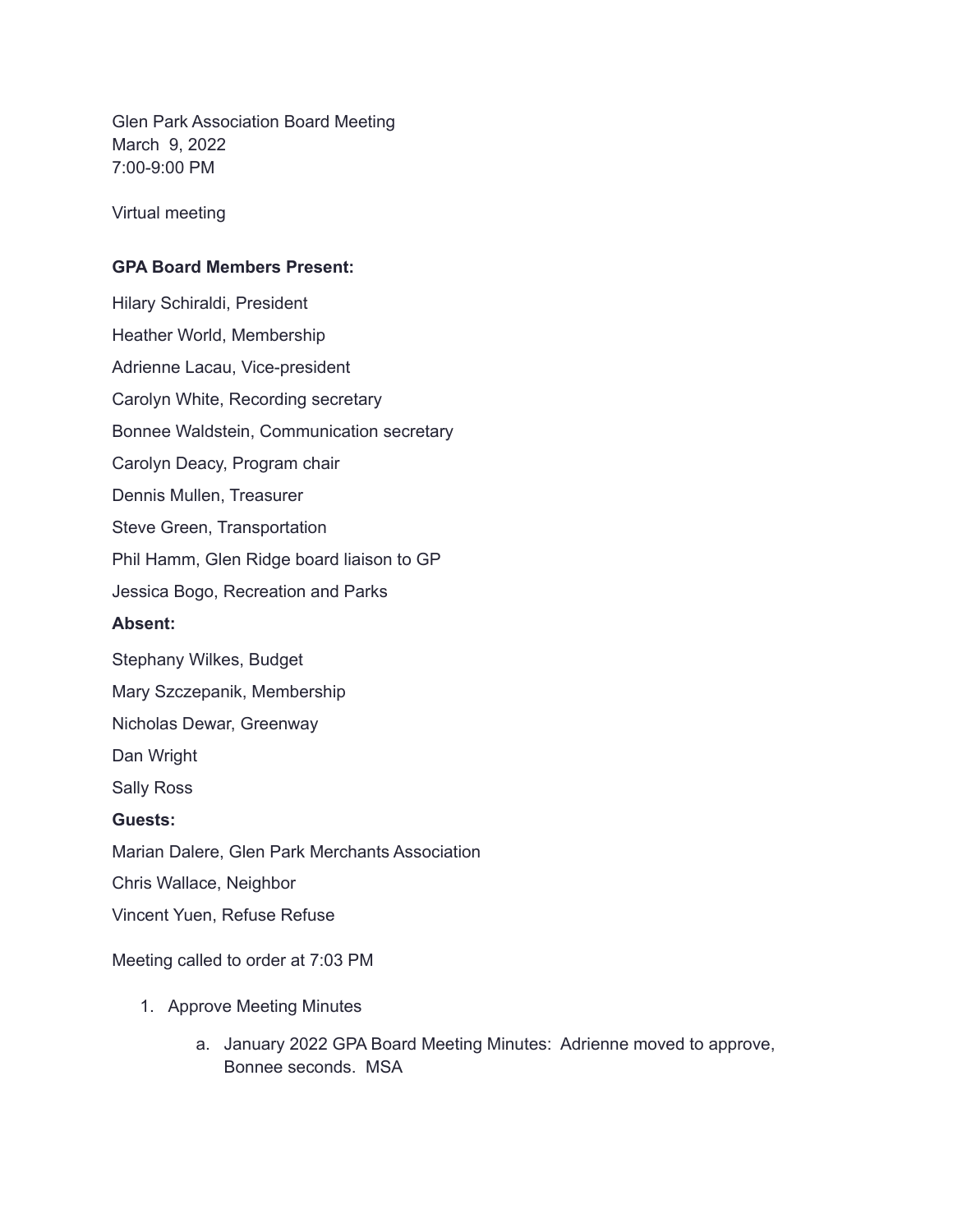Glen Park Association Board Meeting
March 9, 2022
7:00-9:00 PM

Virtual meeting

**GPA Board Members Present:**

Hilary Schiraldi, President

Heather World, Membership

Adrienne Lacau, Vice-president

Carolyn White, Recording secretary

Bonnee Waldstein, Communication secretary

Carolyn Deacy, Program chair

Dennis Mullen, Treasurer

Steve Green, Transportation

Phil Hamm, Glen Ridge board liaison to GP

Jessica Bogo, Recreation and Parks

**Absent:**

Stephany Wilkes, Budget

Mary Szczepanik, Membership

Nicholas Dewar, Greenway

Dan Wright

Sally Ross

**Guests:**

Marian Dalere, Glen Park Merchants Association

Chris Wallace, Neighbor

Vincent Yuen, Refuse Refuse

Meeting called to order at 7:03 PM

1. Approve Meeting Minutes
   a. January 2022 GPA Board Meeting Minutes: Adrienne moved to approve, Bonnee seconds. MSA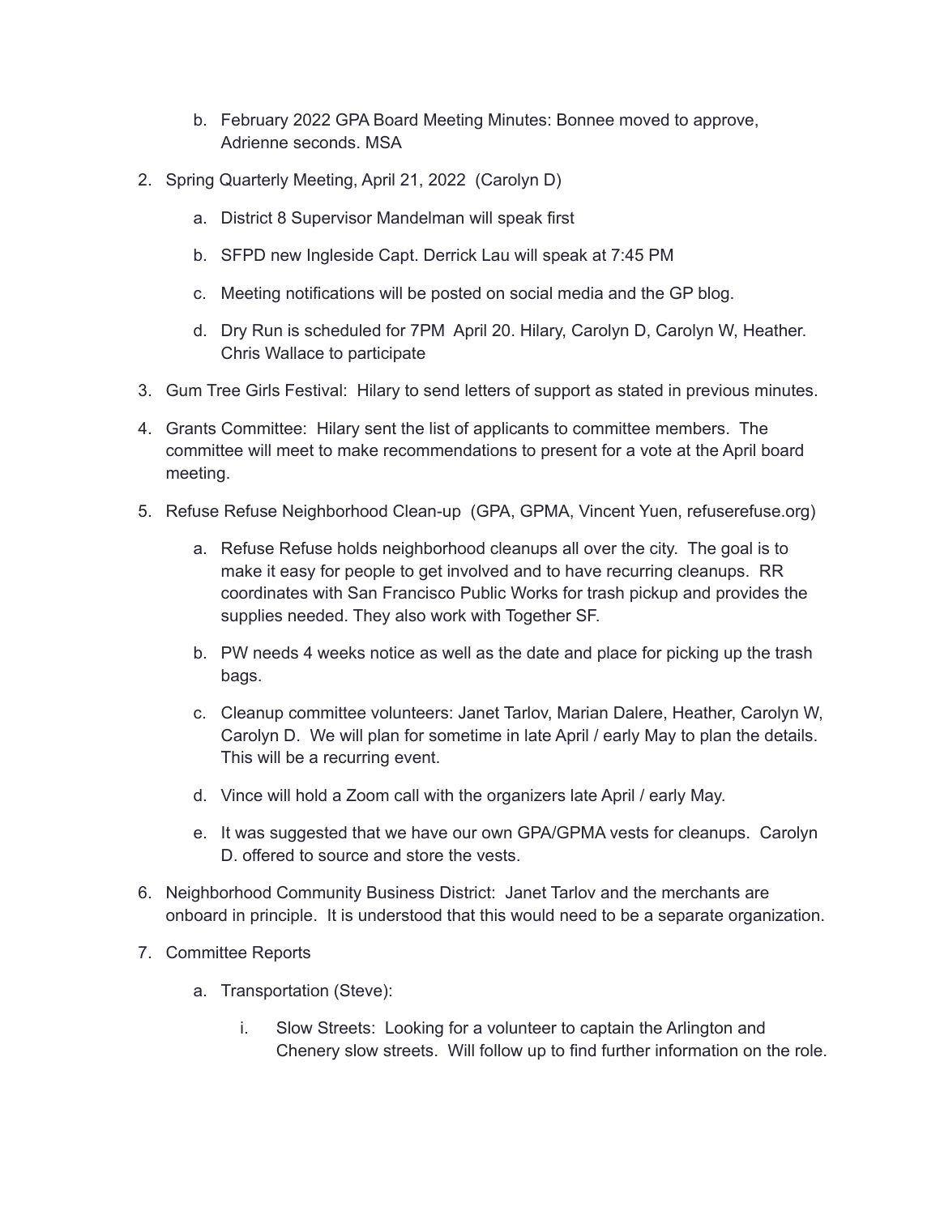b. February 2022 GPA Board Meeting Minutes: Bonnee moved to approve, Adrienne seconds. MSA

2. Spring Quarterly Meeting, April 21, 2022 (Carolyn D)

   a. District 8 Supervisor Mandelman will speak first

   b. SFPD new Ingleside Capt. Derrick Lau will speak at 7:45 PM

   c. Meeting notifications will be posted on social media and the GP blog.

   d. Dry Run is scheduled for 7PM April 20. Hilary, Carolyn D, Carolyn W, Heather. Chris Wallace to participate

3. Gum Tree Girls Festival: Hilary to send letters of support as stated in previous minutes.

4. Grants Committee: Hilary sent the list of applicants to committee members. The committee will meet to make recommendations to present for a vote at the April board meeting.

5. Refuse Refuse Neighborhood Clean-up (GPA, GPMA, Vincent Yuen, refuserefuse.org)

   a. Refuse Refuse holds neighborhood cleanups all over the city. The goal is to make it easy for people to get involved and to have recurring cleanups. RR coordinates with San Francisco Public Works for trash pickup and provides the supplies needed. They also work with Together SF.

   b. PW needs 4 weeks notice as well as the date and place for picking up the trash bags.

   c. Cleanup committee volunteers: Janet Tarlov, Marian Dalere, Heather, Carolyn W, Carolyn D. We will plan for sometime in late April / early May to plan the details. This will be a recurring event.

   d. Vince will hold a Zoom call with the organizers late April / early May.

   e. It was suggested that we have our own GPA/GPMA vests for cleanups. Carolyn D. offered to source and store the vests.

6. Neighborhood Community Business District: Janet Tarlov and the merchants are onboard in principle. It is understood that this would need to be a separate organization.

7. Committee Reports

   a. Transportation (Steve):

      i. Slow Streets: Looking for a volunteer to captain the Arlington and Chenery slow streets. Will follow up to find further information on the role.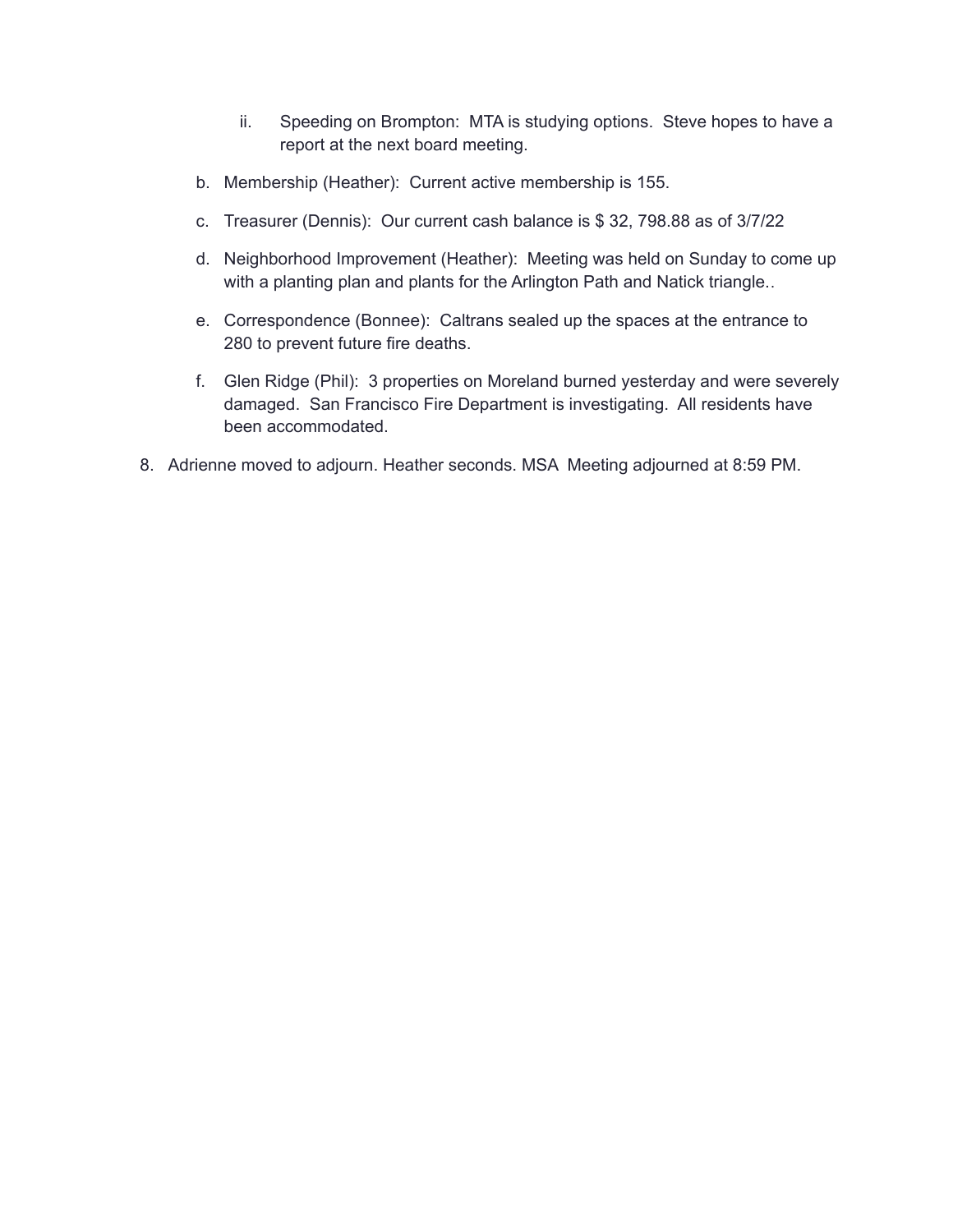ii. Speeding on Brompton: MTA is studying options. Steve hopes to have a report at the next board meeting.

  b. Membership (Heather): Current active membership is 155.

  c. Treasurer (Dennis): Our current cash balance is $ 32, 798.88 as of 3/7/22

  d. Neighborhood Improvement (Heather): Meeting was held on Sunday to come up with a planting plan and plants for the Arlington Path and Natick triangle..

  e. Correspondence (Bonnee): Caltrans sealed up the spaces at the entrance to 280 to prevent future fire deaths.

  f. Glen Ridge (Phil): 3 properties on Moreland burned yesterday and were severely damaged. San Francisco Fire Department is investigating. All residents have been accommodated.

8. Adrienne moved to adjourn. Heather seconds. MSA Meeting adjourned at 8:59 PM.